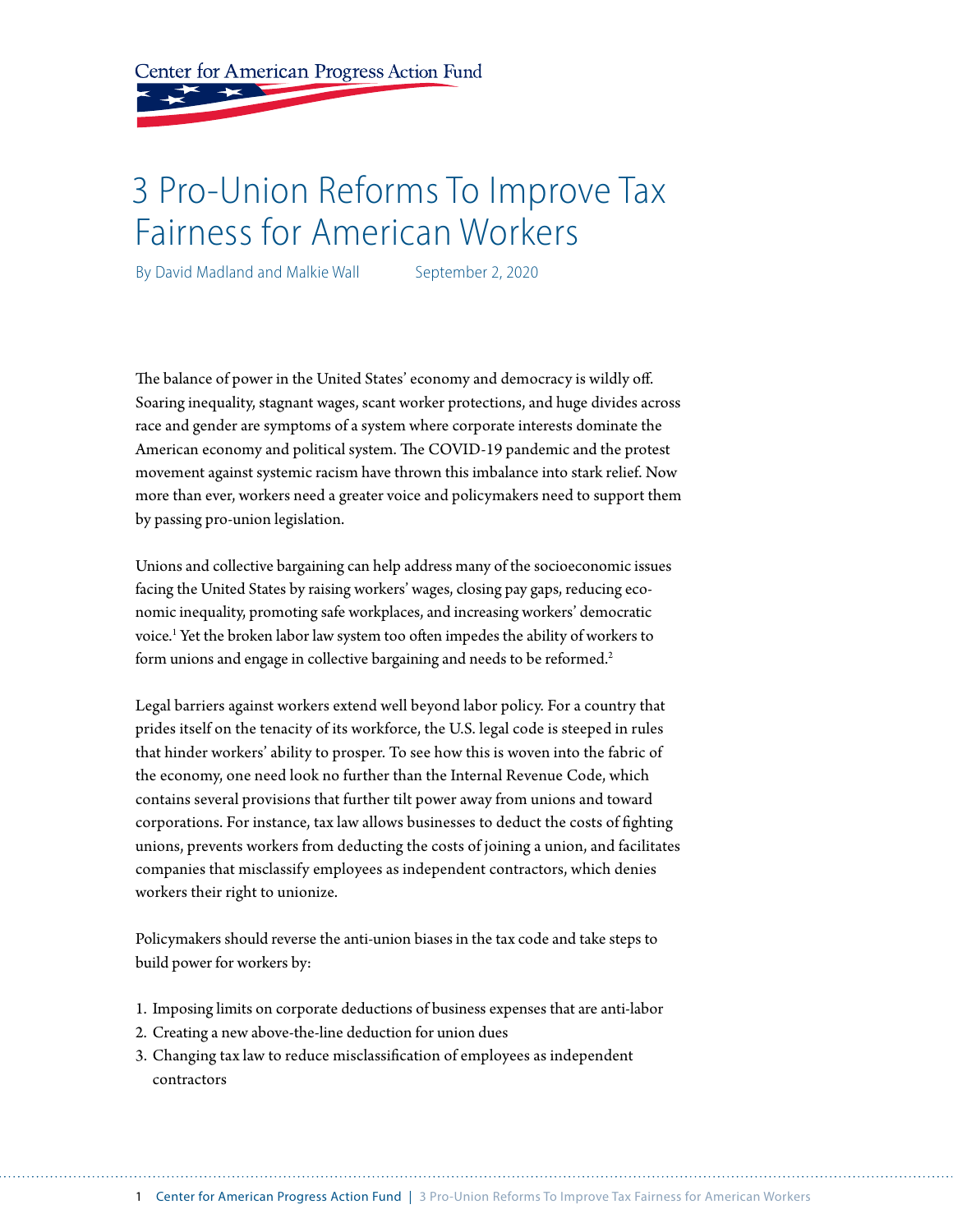Center for American Progress Action Fund

# 3 Pro-Union Reforms To Improve Tax Fairness for American Workers

By David Madland and Malkie Wall September 2, 2020

The balance of power in the United States' economy and democracy is wildly off. Soaring inequality, stagnant wages, scant worker protections, and huge divides across race and gender are symptoms of a system where corporate interests dominate the American economy and political system. The COVID-19 pandemic and the protest movement against systemic racism have thrown this imbalance into stark relief. Now more than ever, workers need a greater voice and policymakers need to support them by passing pro-union legislation.

Unions and collective bargaining can help address many of the socioeconomic issues facing the United States by raising workers' wages, closing pay gaps, reducing economic inequality, promoting safe workplaces, and increasing workers' democratic voice.[1] Yet the broken labor law system too often impedes the ability of workers to form unions and engage in collective bargaining and needs to be reformed.[2]

Legal barriers against workers extend well beyond labor policy. For a country that prides itself on the tenacity of its workforce, the U.S. legal code is steeped in rules that hinder workers' ability to prosper. To see how this is woven into the fabric of the economy, one need look no further than the Internal Revenue Code, which contains several provisions that further tilt power away from unions and toward corporations. For instance, tax law allows businesses to deduct the costs of fighting unions, prevents workers from deducting the costs of joining a union, and facilitates companies that misclassify employees as independent contractors, which denies workers their right to unionize.

Policymakers should reverse the anti-union biases in the tax code and take steps to build power for workers by:

1. Imposing limits on corporate deductions of business expenses that are anti-labor
2. Creating a new above-the-line deduction for union dues
3. Changing tax law to reduce misclassification of employees as independent contractors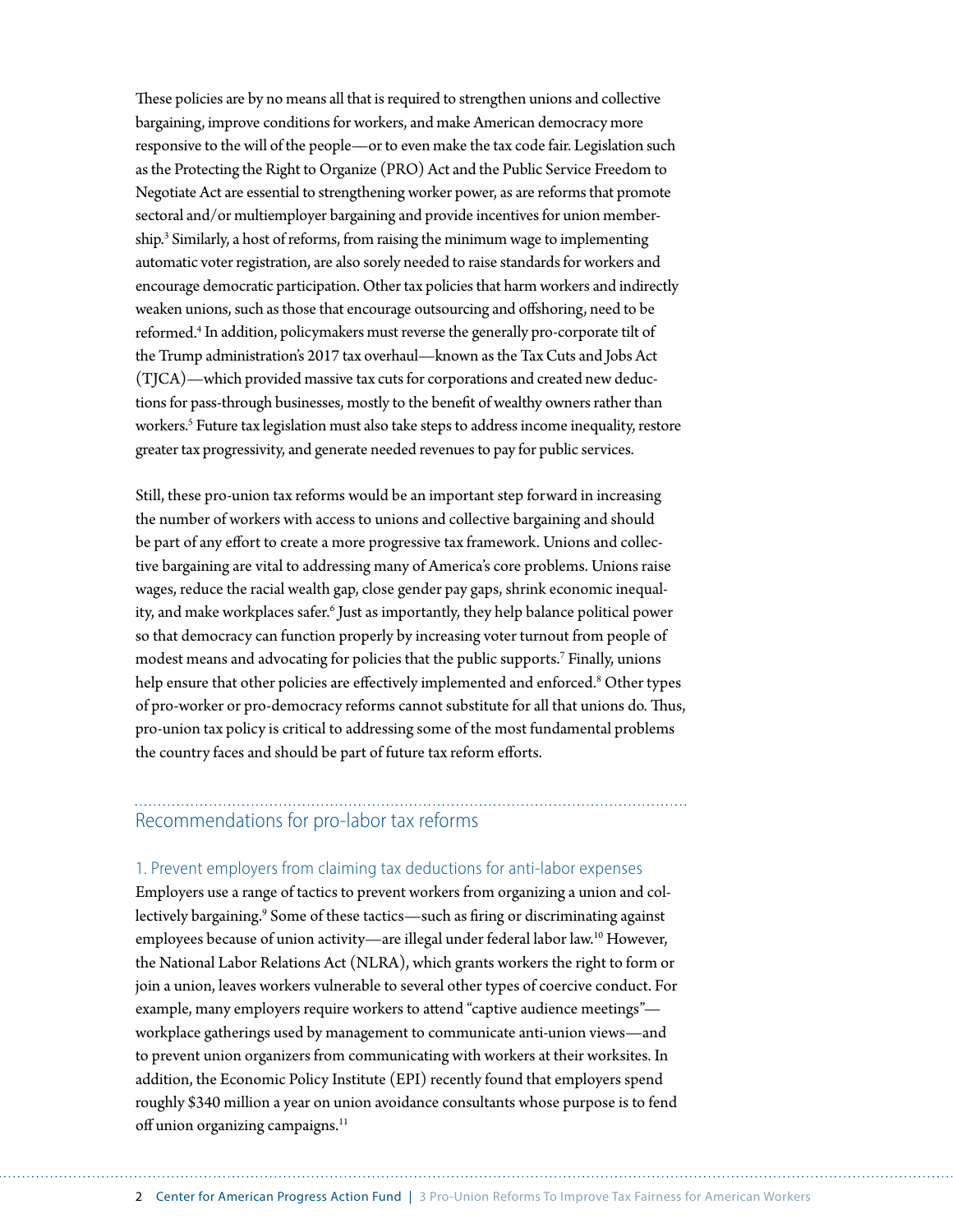These policies are by no means all that is required to strengthen unions and collective bargaining, improve conditions for workers, and make American democracy more responsive to the will of the people—or to even make the tax code fair. Legislation such as the Protecting the Right to Organize (PRO) Act and the Public Service Freedom to Negotiate Act are essential to strengthening worker power, as are reforms that promote sectoral and/or multiemployer bargaining and provide incentives for union membership.[3] Similarly, a host of reforms, from raising the minimum wage to implementing automatic voter registration, are also sorely needed to raise standards for workers and encourage democratic participation. Other tax policies that harm workers and indirectly weaken unions, such as those that encourage outsourcing and offshoring, need to be reformed.[4] In addition, policymakers must reverse the generally pro-corporate tilt of the Trump administration's 2017 tax overhaul—known as the Tax Cuts and Jobs Act (TJCA)—which provided massive tax cuts for corporations and created new deductions for pass-through businesses, mostly to the benefit of wealthy owners rather than workers.[5] Future tax legislation must also take steps to address income inequality, restore greater tax progressivity, and generate needed revenues to pay for public services.

Still, these pro-union tax reforms would be an important step forward in increasing the number of workers with access to unions and collective bargaining and should be part of any effort to create a more progressive tax framework. Unions and collective bargaining are vital to addressing many of America's core problems. Unions raise wages, reduce the racial wealth gap, close gender pay gaps, shrink economic inequality, and make workplaces safer.[6] Just as importantly, they help balance political power so that democracy can function properly by increasing voter turnout from people of modest means and advocating for policies that the public supports.[7] Finally, unions help ensure that other policies are effectively implemented and enforced.[8] Other types of pro-worker or pro-democracy reforms cannot substitute for all that unions do. Thus, pro-union tax policy is critical to addressing some of the most fundamental problems the country faces and should be part of future tax reform efforts.

## Recommendations for pro-labor tax reforms

### 1. Prevent employers from claiming tax deductions for anti-labor expenses

Employers use a range of tactics to prevent workers from organizing a union and collectively bargaining.[9] Some of these tactics—such as firing or discriminating against employees because of union activity—are illegal under federal labor law.[10] However, the National Labor Relations Act (NLRA), which grants workers the right to form or join a union, leaves workers vulnerable to several other types of coercive conduct. For example, many employers require workers to attend "captive audience meetings"—workplace gatherings used by management to communicate anti-union views—and to prevent union organizers from communicating with workers at their worksites. In addition, the Economic Policy Institute (EPI) recently found that employers spend roughly $340 million a year on union avoidance consultants whose purpose is to fend off union organizing campaigns.[11]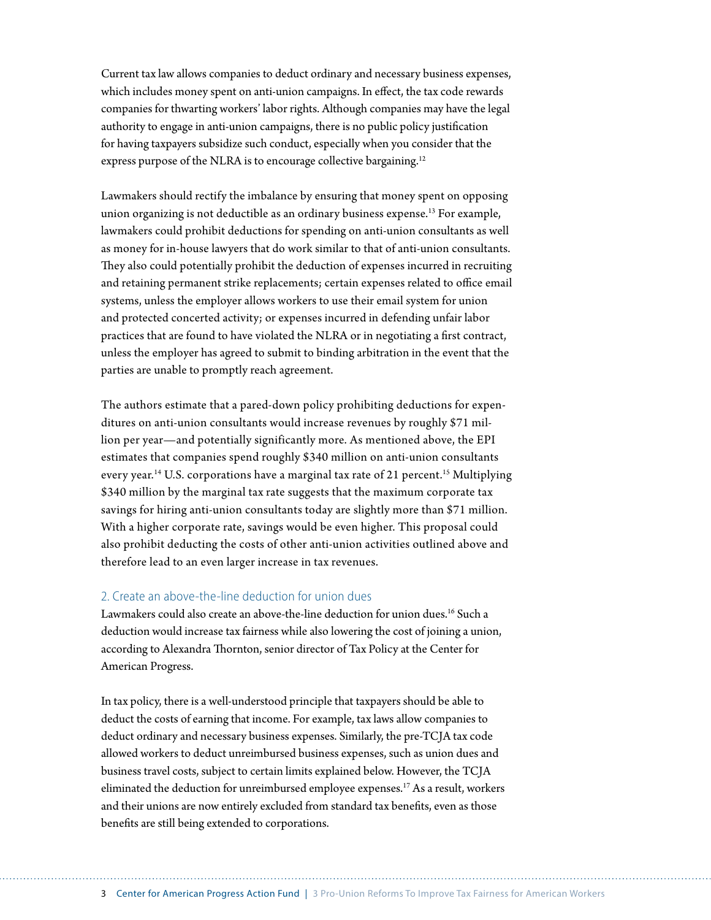Current tax law allows companies to deduct ordinary and necessary business expenses, which includes money spent on anti-union campaigns. In effect, the tax code rewards companies for thwarting workers' labor rights. Although companies may have the legal authority to engage in anti-union campaigns, there is no public policy justification for having taxpayers subsidize such conduct, especially when you consider that the express purpose of the NLRA is to encourage collective bargaining.[12]

Lawmakers should rectify the imbalance by ensuring that money spent on opposing union organizing is not deductible as an ordinary business expense.[13] For example, lawmakers could prohibit deductions for spending on anti-union consultants as well as money for in-house lawyers that do work similar to that of anti-union consultants. They also could potentially prohibit the deduction of expenses incurred in recruiting and retaining permanent strike replacements; certain expenses related to office email systems, unless the employer allows workers to use their email system for union and protected concerted activity; or expenses incurred in defending unfair labor practices that are found to have violated the NLRA or in negotiating a first contract, unless the employer has agreed to submit to binding arbitration in the event that the parties are unable to promptly reach agreement.

The authors estimate that a pared-down policy prohibiting deductions for expenditures on anti-union consultants would increase revenues by roughly $71 million per year—and potentially significantly more. As mentioned above, the EPI estimates that companies spend roughly $340 million on anti-union consultants every year.[14] U.S. corporations have a marginal tax rate of 21 percent.[15] Multiplying $340 million by the marginal tax rate suggests that the maximum corporate tax savings for hiring anti-union consultants today are slightly more than $71 million. With a higher corporate rate, savings would be even higher. This proposal could also prohibit deducting the costs of other anti-union activities outlined above and therefore lead to an even larger increase in tax revenues.

### 2. Create an above-the-line deduction for union dues

Lawmakers could also create an above-the-line deduction for union dues.[16] Such a deduction would increase tax fairness while also lowering the cost of joining a union, according to Alexandra Thornton, senior director of Tax Policy at the Center for American Progress.

In tax policy, there is a well-understood principle that taxpayers should be able to deduct the costs of earning that income. For example, tax laws allow companies to deduct ordinary and necessary business expenses. Similarly, the pre-TCJA tax code allowed workers to deduct unreimbursed business expenses, such as union dues and business travel costs, subject to certain limits explained below. However, the TCJA eliminated the deduction for unreimbursed employee expenses.[17] As a result, workers and their unions are now entirely excluded from standard tax benefits, even as those benefits are still being extended to corporations.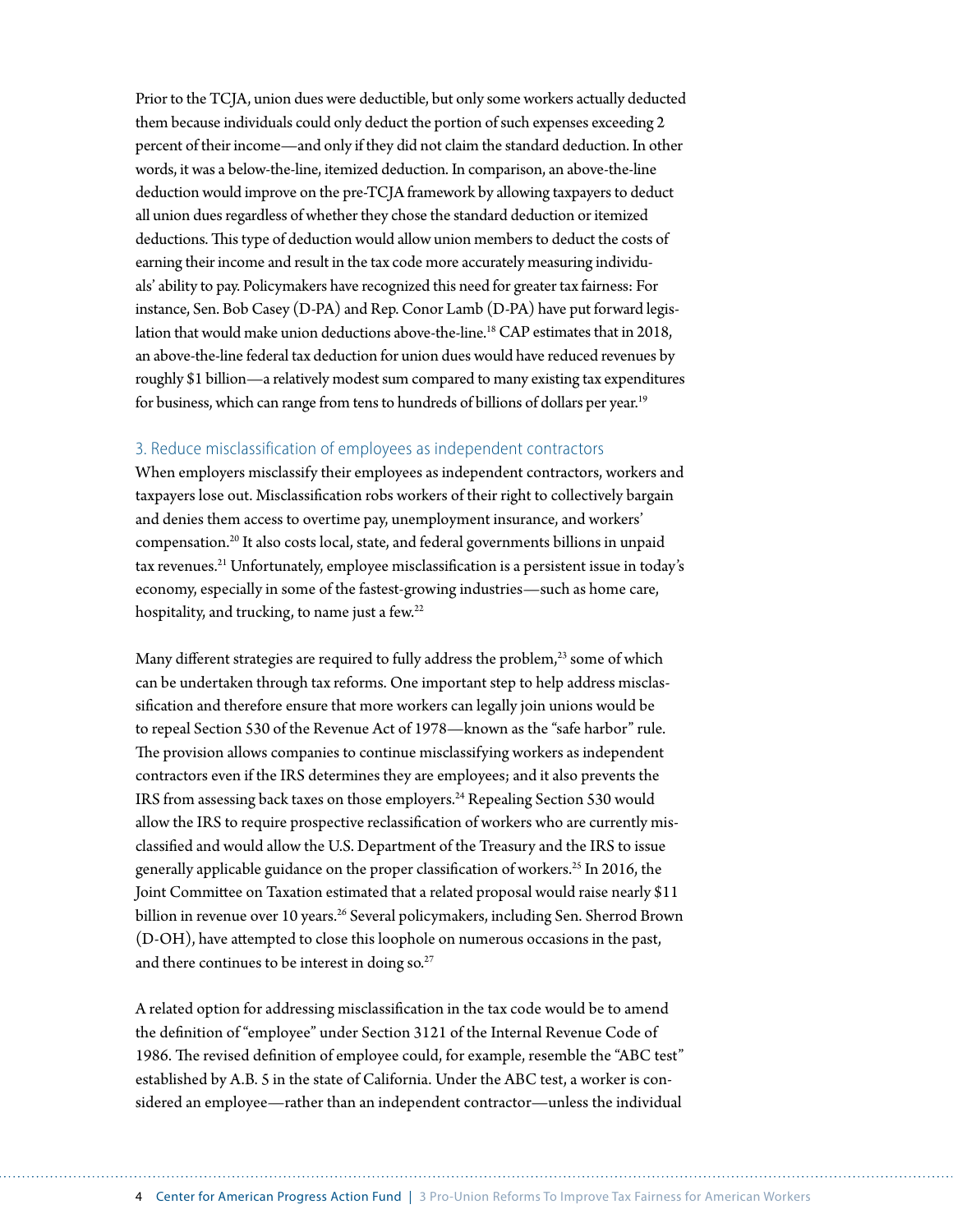Prior to the TCJA, union dues were deductible, but only some workers actually deducted them because individuals could only deduct the portion of such expenses exceeding 2 percent of their income—and only if they did not claim the standard deduction. In other words, it was a below-the-line, itemized deduction. In comparison, an above-the-line deduction would improve on the pre-TCJA framework by allowing taxpayers to deduct all union dues regardless of whether they chose the standard deduction or itemized deductions. This type of deduction would allow union members to deduct the costs of earning their income and result in the tax code more accurately measuring individuals' ability to pay. Policymakers have recognized this need for greater tax fairness: For instance, Sen. Bob Casey (D-PA) and Rep. Conor Lamb (D-PA) have put forward legislation that would make union deductions above-the-line.[18] CAP estimates that in 2018, an above-the-line federal tax deduction for union dues would have reduced revenues by roughly $1 billion—a relatively modest sum compared to many existing tax expenditures for business, which can range from tens to hundreds of billions of dollars per year.[19]

### 3. Reduce misclassification of employees as independent contractors

When employers misclassify their employees as independent contractors, workers and taxpayers lose out. Misclassification robs workers of their right to collectively bargain and denies them access to overtime pay, unemployment insurance, and workers' compensation.[20] It also costs local, state, and federal governments billions in unpaid tax revenues.[21] Unfortunately, employee misclassification is a persistent issue in today's economy, especially in some of the fastest-growing industries—such as home care, hospitality, and trucking, to name just a few.[22]

Many different strategies are required to fully address the problem,[23] some of which can be undertaken through tax reforms. One important step to help address misclassification and therefore ensure that more workers can legally join unions would be to repeal Section 530 of the Revenue Act of 1978—known as the "safe harbor" rule. The provision allows companies to continue misclassifying workers as independent contractors even if the IRS determines they are employees; and it also prevents the IRS from assessing back taxes on those employers.[24] Repealing Section 530 would allow the IRS to require prospective reclassification of workers who are currently misclassified and would allow the U.S. Department of the Treasury and the IRS to issue generally applicable guidance on the proper classification of workers.[25] In 2016, the Joint Committee on Taxation estimated that a related proposal would raise nearly $11 billion in revenue over 10 years.[26] Several policymakers, including Sen. Sherrod Brown (D-OH), have attempted to close this loophole on numerous occasions in the past, and there continues to be interest in doing so.[27]

A related option for addressing misclassification in the tax code would be to amend the definition of "employee" under Section 3121 of the Internal Revenue Code of 1986. The revised definition of employee could, for example, resemble the "ABC test" established by A.B. 5 in the state of California. Under the ABC test, a worker is considered an employee—rather than an independent contractor—unless the individual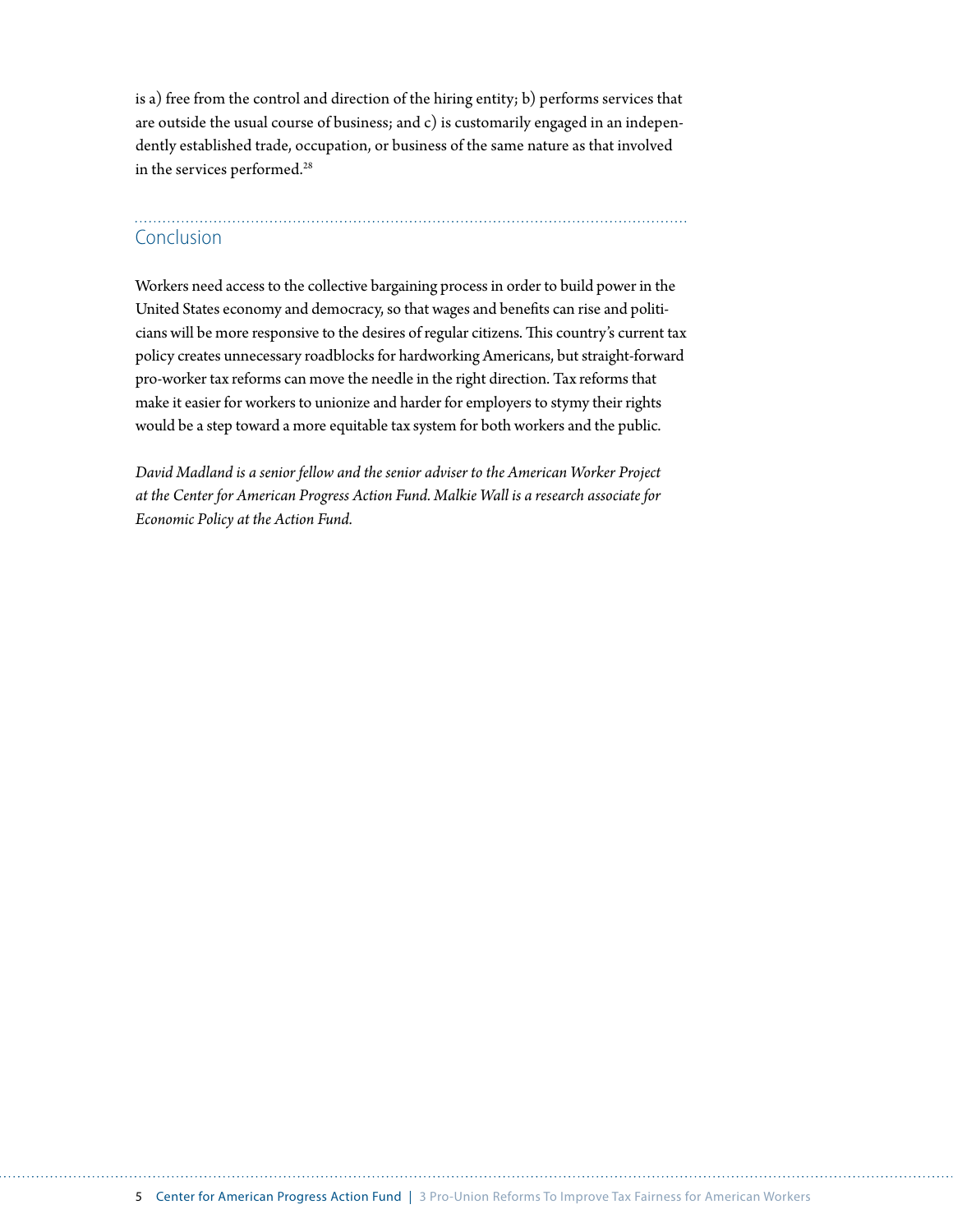is a) free from the control and direction of the hiring entity; b) performs services that are outside the usual course of business; and c) is customarily engaged in an independently established trade, occupation, or business of the same nature as that involved in the services performed.[28]

## Conclusion

Workers need access to the collective bargaining process in order to build power in the United States economy and democracy, so that wages and benefits can rise and politicians will be more responsive to the desires of regular citizens. This country's current tax policy creates unnecessary roadblocks for hardworking Americans, but straight-forward pro-worker tax reforms can move the needle in the right direction. Tax reforms that make it easier for workers to unionize and harder for employers to stymy their rights would be a step toward a more equitable tax system for both workers and the public.

*David Madland is a senior fellow and the senior adviser to the American Worker Project at the Center for American Progress Action Fund. Malkie Wall is a research associate for Economic Policy at the Action Fund.*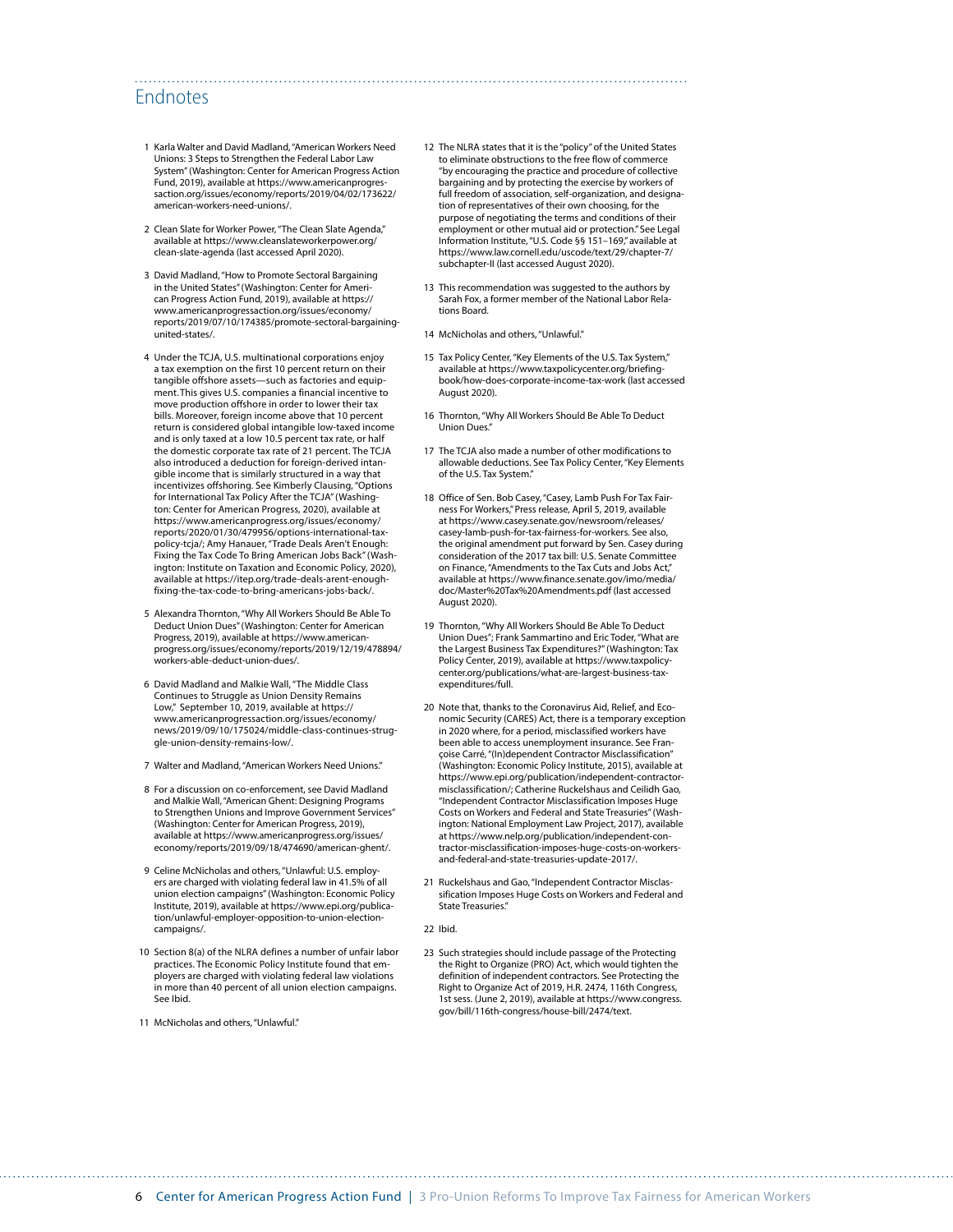## Endnotes

1 Karla Walter and David Madland, "American Workers Need Unions: 3 Steps to Strengthen the Federal Labor Law System" (Washington: Center for American Progress Action Fund, 2019), available at https://www.americanprogressaction.org/issues/economy/reports/2019/04/02/173622/american-workers-need-unions/.

2 Clean Slate for Worker Power, "The Clean Slate Agenda," available at https://www.cleanslateworkerpower.org/clean-slate-agenda (last accessed April 2020).

3 David Madland, "How to Promote Sectoral Bargaining in the United States" (Washington: Center for American Progress Action Fund, 2019), available at https://www.americanprogressaction.org/issues/economy/reports/2019/07/10/174385/promote-sectoral-bargaining-united-states/.

4 Under the TCJA, U.S. multinational corporations enjoy a tax exemption on the first 10 percent return on their tangible offshore assets—such as factories and equipment. This gives U.S. companies a financial incentive to move production offshore in order to lower their tax bills. Moreover, foreign income above that 10 percent return is considered global intangible low-taxed income and is only taxed at a low 10.5 percent tax rate, or half the domestic corporate tax rate of 21 percent. The TCJA also introduced a deduction for foreign-derived intangible income that is similarly structured in a way that incentivizes offshoring. See Kimberly Clausing, "Options for International Tax Policy After the TCJA" (Washington: Center for American Progress, 2020), available at https://www.americanprogress.org/issues/economy/reports/2020/01/30/479956/options-international-tax-policy-tcja/; Amy Hanauer, "Trade Deals Aren't Enough: Fixing the Tax Code To Bring American Jobs Back" (Washington: Institute on Taxation and Economic Policy, 2020), available at https://itep.org/trade-deals-arent-enough-fixing-the-tax-code-to-bring-americans-jobs-back/.

5 Alexandra Thornton, "Why All Workers Should Be Able To Deduct Union Dues" (Washington: Center for American Progress, 2019), available at https://www.americanprogress.org/issues/economy/reports/2019/12/19/478894/workers-able-deduct-union-dues/.

6 David Madland and Malkie Wall, "The Middle Class Continues to Struggle as Union Density Remains Low," September 10, 2019, available at https://www.americanprogressaction.org/issues/economy/news/2019/09/10/175024/middle-class-continues-struggle-union-density-remains-low/.

7 Walter and Madland, "American Workers Need Unions."

8 For a discussion on co-enforcement, see David Madland and Malkie Wall, "American Ghent: Designing Programs to Strengthen Unions and Improve Government Services" (Washington: Center for American Progress, 2019), available at https://www.americanprogress.org/issues/economy/reports/2019/09/18/474690/american-ghent/.

9 Celine McNicholas and others, "Unlawful: U.S. employers are charged with violating federal law in 41.5% of all union election campaigns" (Washington: Economic Policy Institute, 2019), available at https://www.epi.org/publication/unlawful-employer-opposition-to-union-election-campaigns/.

10 Section 8(a) of the NLRA defines a number of unfair labor practices. The Economic Policy Institute found that employers are charged with violating federal law violations in more than 40 percent of all union election campaigns. See Ibid.

11 McNicholas and others, "Unlawful."

12 The NLRA states that it is the "policy" of the United States to eliminate obstructions to the free flow of commerce "by encouraging the practice and procedure of collective bargaining and by protecting the exercise by workers of full freedom of association, self-organization, and designation of representatives of their own choosing, for the purpose of negotiating the terms and conditions of their employment or other mutual aid or protection." See Legal Information Institute, "U.S. Code §§ 151–169," available at https://www.law.cornell.edu/uscode/text/29/chapter-7/subchapter-II (last accessed August 2020).

13 This recommendation was suggested to the authors by Sarah Fox, a former member of the National Labor Relations Board.

14 McNicholas and others, "Unlawful."

15 Tax Policy Center, "Key Elements of the U.S. Tax System," available at https://www.taxpolicycenter.org/briefing-book/how-does-corporate-income-tax-work (last accessed August 2020).

16 Thornton, "Why All Workers Should Be Able To Deduct Union Dues."

17 The TCJA also made a number of other modifications to allowable deductions. See Tax Policy Center, "Key Elements of the U.S. Tax System."

18 Office of Sen. Bob Casey, "Casey, Lamb Push For Tax Fairness For Workers," Press release, April 5, 2019, available at https://www.casey.senate.gov/newsroom/releases/casey-lamb-push-for-tax-fairness-for-workers. See also, the original amendment put forward by Sen. Casey during consideration of the 2017 tax bill: U.S. Senate Committee on Finance, "Amendments to the Tax Cuts and Jobs Act," available at https://www.finance.senate.gov/imo/media/doc/Master%20Tax%20Amendments.pdf (last accessed August 2020).

19 Thornton, "Why All Workers Should Be Able To Deduct Union Dues"; Frank Sammartino and Eric Toder, "What are the Largest Business Tax Expenditures?" (Washington: Tax Policy Center, 2019), available at https://www.taxpolicycenter.org/publications/what-are-largest-business-tax-expenditures/full.

20 Note that, thanks to the Coronavirus Aid, Relief, and Economic Security (CARES) Act, there is a temporary exception in 2020 where, for a period, misclassified workers have been able to access unemployment insurance. See Françoise Carré, "(In)dependent Contractor Misclassification" (Washington: Economic Policy Institute, 2015), available at https://www.epi.org/publication/independent-contractor-misclassification/; Catherine Ruckelshaus and Ceilidh Gao, "Independent Contractor Misclassification Imposes Huge Costs on Workers and Federal and State Treasuries" (Washington: National Employment Law Project, 2017), available at https://www.nelp.org/publication/independent-contractor-misclassification-imposes-huge-costs-on-workers-and-federal-and-state-treasuries-update-2017/.

21 Ruckelshaus and Gao, "Independent Contractor Misclassification Imposes Huge Costs on Workers and Federal and State Treasuries."

22 Ibid.

23 Such strategies should include passage of the Protecting the Right to Organize (PRO) Act, which would tighten the definition of independent contractors. See Protecting the Right to Organize Act of 2019, H.R. 2474, 116th Congress, 1st sess. (June 2, 2019), available at https://www.congress.gov/bill/116th-congress/house-bill/2474/text.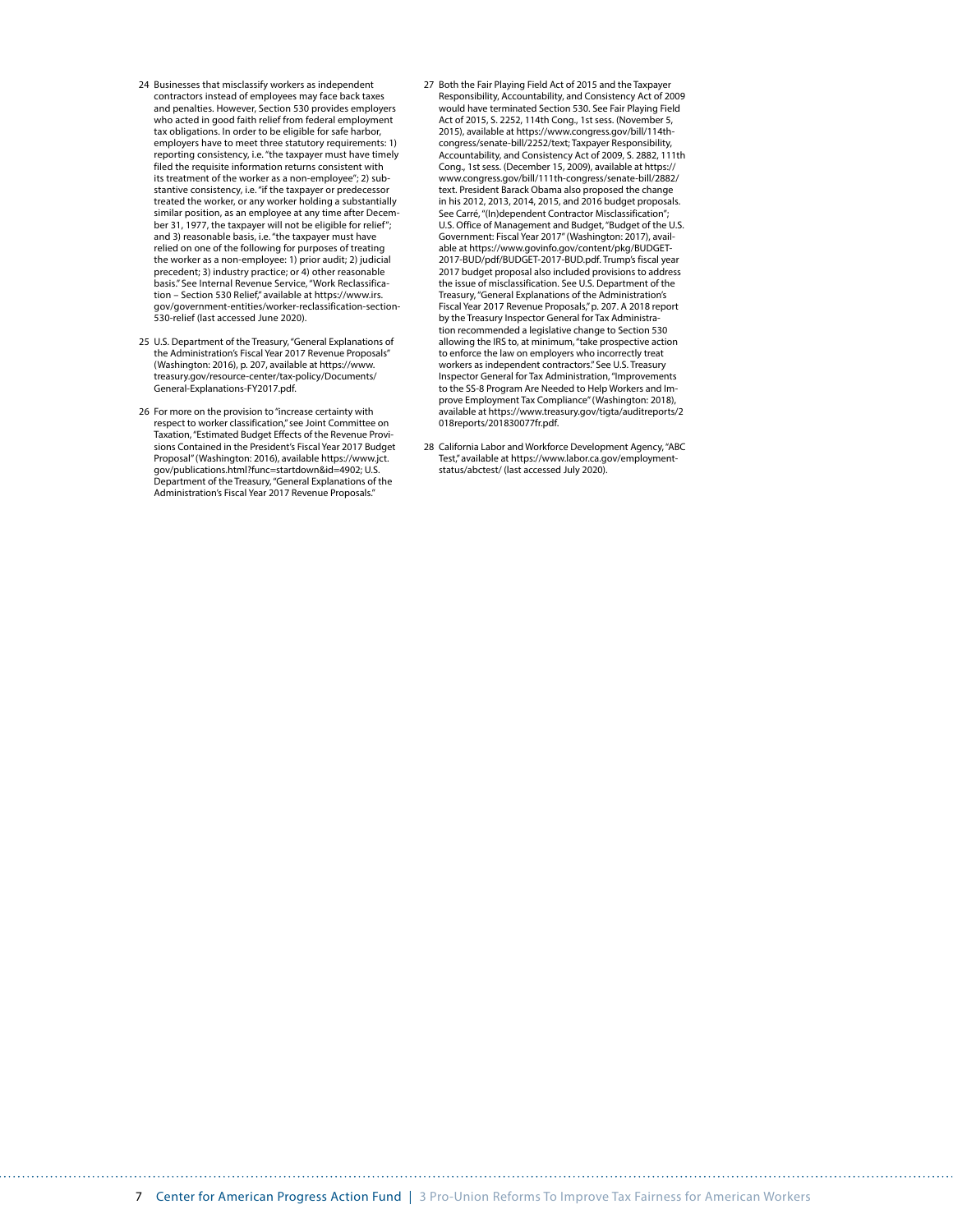24 Businesses that misclassify workers as independent contractors instead of employees may face back taxes and penalties. However, Section 530 provides employers who acted in good faith relief from federal employment tax obligations. In order to be eligible for safe harbor, employers have to meet three statutory requirements: 1) reporting consistency, i.e. "the taxpayer must have timely filed the requisite information returns consistent with its treatment of the worker as a non-employee"; 2) substantive consistency, i.e. "if the taxpayer or predecessor treated the worker, or any worker holding a substantially similar position, as an employee at any time after December 31, 1977, the taxpayer will not be eligible for relief"; and 3) reasonable basis, i.e. "the taxpayer must have relied on one of the following for purposes of treating the worker as a non-employee: 1) prior audit; 2) judicial precedent; 3) industry practice; or 4) other reasonable basis." See Internal Revenue Service, "Work Reclassification – Section 530 Relief," available at https://www.irs.gov/government-entities/worker-reclassification-section-530-relief (last accessed June 2020).

25 U.S. Department of the Treasury, "General Explanations of the Administration's Fiscal Year 2017 Revenue Proposals" (Washington: 2016), p. 207, available at https://www.treasury.gov/resource-center/tax-policy/Documents/General-Explanations-FY2017.pdf.

26 For more on the provision to "increase certainty with respect to worker classification," see Joint Committee on Taxation, "Estimated Budget Effects of the Revenue Provisions Contained in the President's Fiscal Year 2017 Budget Proposal" (Washington: 2016), available https://www.jct.gov/publications.html?func=startdown&id=4902; U.S. Department of the Treasury, "General Explanations of the Administration's Fiscal Year 2017 Revenue Proposals."

27 Both the Fair Playing Field Act of 2015 and the Taxpayer Responsibility, Accountability, and Consistency Act of 2009 would have terminated Section 530. See Fair Playing Field Act of 2015, S. 2252, 114th Cong., 1st sess. (November 5, 2015), available at https://www.congress.gov/bill/114th-congress/senate-bill/2252/text; Taxpayer Responsibility, Accountability, and Consistency Act of 2009, S. 2882, 111th Cong., 1st sess. (December 15, 2009), available at https://www.congress.gov/bill/111th-congress/senate-bill/2882/text. President Barack Obama also proposed the change in his 2012, 2013, 2014, 2015, and 2016 budget proposals. See Carré, "(In)dependent Contractor Misclassification"; U.S. Office of Management and Budget, "Budget of the U.S. Government: Fiscal Year 2017" (Washington: 2017), available at https://www.govinfo.gov/content/pkg/BUDGET-2017-BUD/pdf/BUDGET-2017-BUD.pdf. Trump's fiscal year 2017 budget proposal also included provisions to address the issue of misclassification. See U.S. Department of the Treasury, "General Explanations of the Administration's Fiscal Year 2017 Revenue Proposals," p. 207. A 2018 report by the Treasury Inspector General for Tax Administration recommended a legislative change to Section 530 allowing the IRS to, at minimum, "take prospective action to enforce the law on employers who incorrectly treat workers as independent contractors." See U.S. Treasury Inspector General for Tax Administration, "Improvements to the SS-8 Program Are Needed to Help Workers and Improve Employment Tax Compliance" (Washington: 2018), available at https://www.treasury.gov/tigta/auditreports/2018reports/201830077fr.pdf.

28 California Labor and Workforce Development Agency, "ABC Test," available at https://www.labor.ca.gov/employment-status/abctest/ (last accessed July 2020).